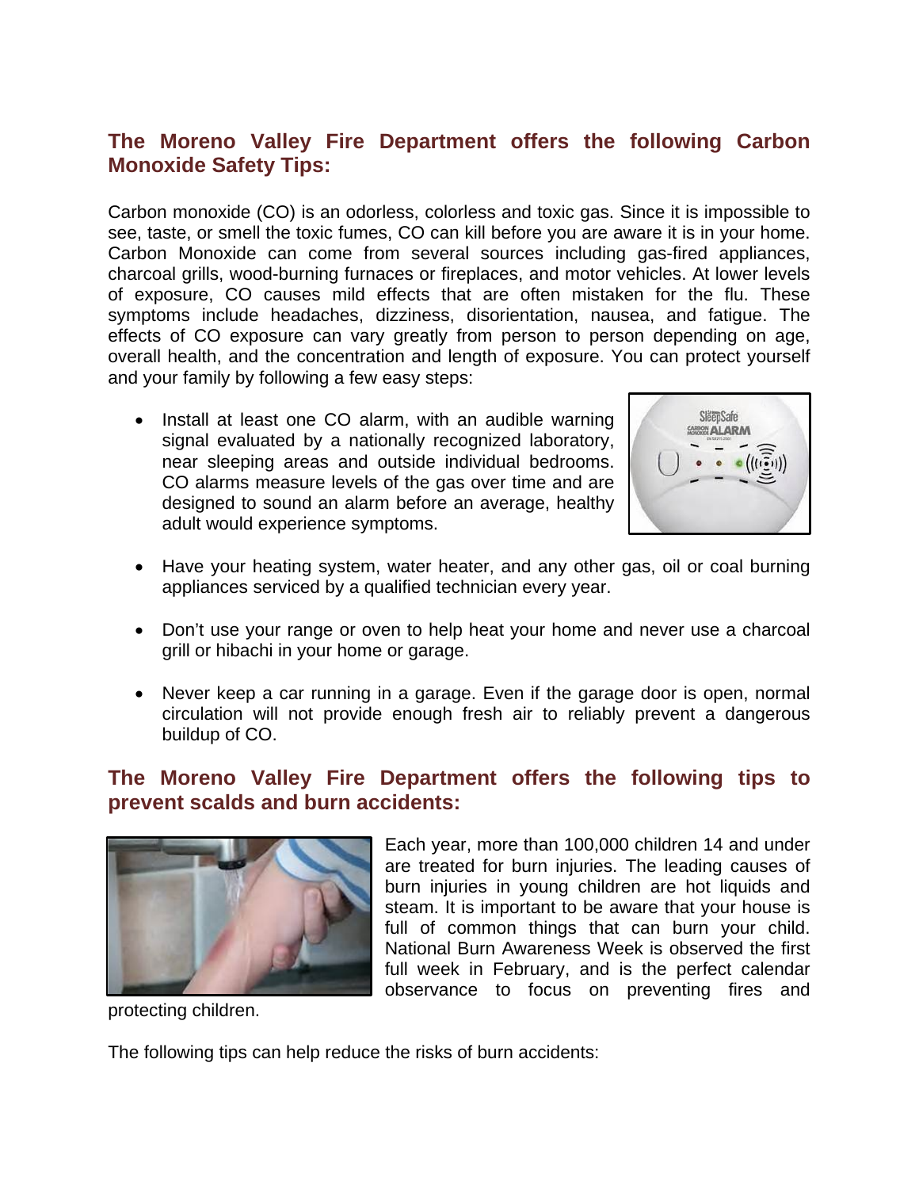## The Moreno Valley Fire Department offers the following Carbon Monoxide Safety Tips:

Carbon monoxide (CO) is an odorless, colorless and toxic gas. Since it is impossible to see, taste, or smell the toxic fumes, CO can kill before you are aware it is in your home. Carbon Monoxide can come from several sources including gas-fired appliances, charcoal grills, wood-burning furnaces or fireplaces, and motor vehicles. At lower levels of exposure, CO causes mild effects that are often mistaken for the flu. These symptoms include headaches, dizziness, disorientation, nausea, and fatigue. The effects of CO exposure can vary greatly from person to person depending on age, overall health, and the concentration and length of exposure. You can protect yourself and your family by following a few easy steps:

- Install at least one CO alarm, with an audible warning signal evaluated by a nationally recognized laboratory, near sleeping areas and outside individual bedrooms. CO alarms measure levels of the gas over time and are designed to sound an alarm before an average, healthy adult would experience symptoms.
- Have your heating system, water heater, and any other gas, oil or coal burning appliances serviced by a qualified technician every year.
- Don't use your range or oven to help heat your home and never use a charcoal grill or hibachi in your home or garage.
- Never keep a car running in a garage. Even if the garage door is open, normal circulation will not provide enough fresh air to reliably prevent a dangerous buildup of CO.

## The Moreno Valley Fire Department offers the following tips to prevent scalds and burn accidents:

Each year, more than 100,000 children 14 and under are treated for burn injuries. The leading causes of burn injuries in young children are hot liquids and steam. It is important to be aware that your house is full of common things that can burn your child. National Burn Awareness Week is observed the first full week in February, and is the perfect calendar observance to focus on preventing fires and protecting children.

The following tips can help reduce the risks of burn accidents: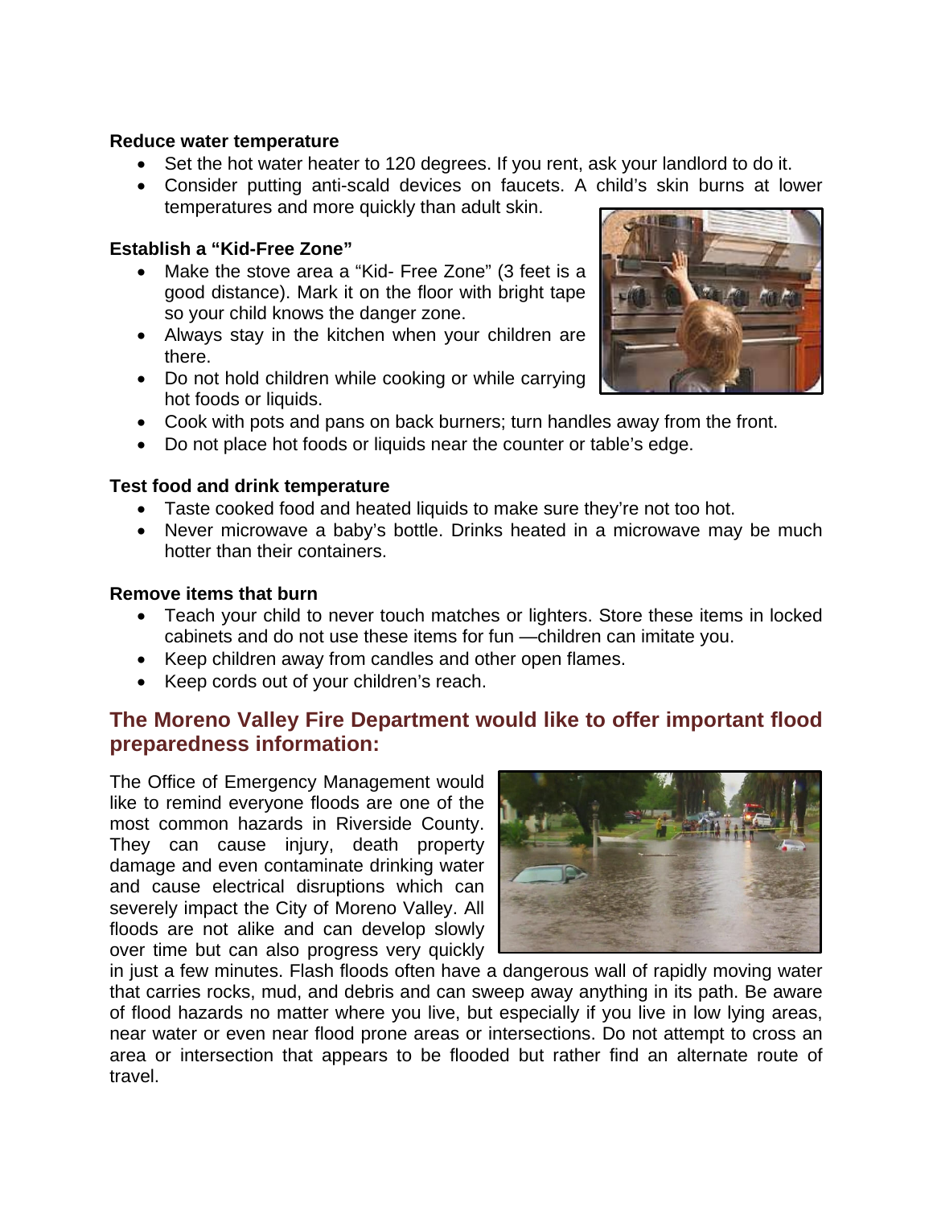**Reduce water temperature**

- Set the hot water heater to 120 degrees. If you rent, ask your landlord to do it.
- Consider putting anti-scald devices on faucets. A child's skin burns at lower temperatures and more quickly than adult skin.

**Establish a "Kid-Free Zone"**

- Make the stove area a "Kid- Free Zone" (3 feet is a good distance). Mark it on the floor with bright tape so your child knows the danger zone.
- Always stay in the kitchen when your children are there.
- Do not hold children while cooking or while carrying hot foods or liquids.
- Cook with pots and pans on back burners; turn handles away from the front.
- Do not place hot foods or liquids near the counter or table's edge.

**Test food and drink temperature**

- Taste cooked food and heated liquids to make sure they're not too hot.
- Never microwave a baby's bottle. Drinks heated in a microwave may be much hotter than their containers.

**Remove items that burn**

- Teach your child to never touch matches or lighters. Store these items in locked cabinets and do not use these items for fun —children can imitate you.
- Keep children away from candles and other open flames.
- Keep cords out of your children's reach.

## The Moreno Valley Fire Department would like to offer important flood preparedness information:

The Office of Emergency Management would like to remind everyone floods are one of the most common hazards in Riverside County. They can cause injury, death property damage and even contaminate drinking water and cause electrical disruptions which can severely impact the City of Moreno Valley. All floods are not alike and can develop slowly over time but can also progress very quickly in just a few minutes. Flash floods often have a dangerous wall of rapidly moving water that carries rocks, mud, and debris and can sweep away anything in its path. Be aware of flood hazards no matter where you live, but especially if you live in low lying areas, near water or even near flood prone areas or intersections. Do not attempt to cross an area or intersection that appears to be flooded but rather find an alternate route of travel.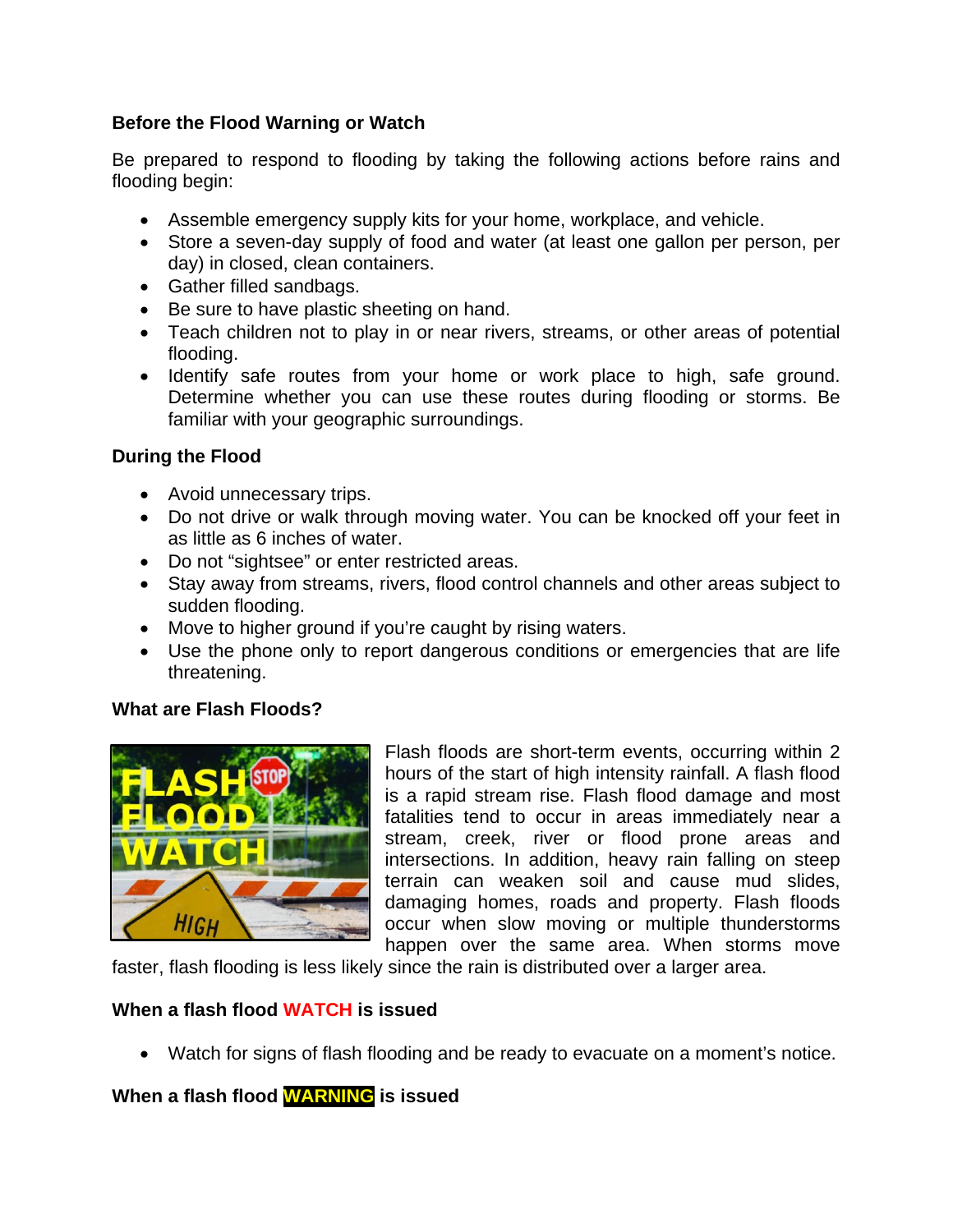### Before the Flood Warning or Watch

Be prepared to respond to flooding by taking the following actions before rains and flooding begin:

- Assemble emergency supply kits for your home, workplace, and vehicle.
- Store a seven-day supply of food and water (at least one gallon per person, per day) in closed, clean containers.
- Gather filled sandbags.
- Be sure to have plastic sheeting on hand.
- Teach children not to play in or near rivers, streams, or other areas of potential flooding.
- Identify safe routes from your home or work place to high, safe ground. Determine whether you can use these routes during flooding or storms. Be familiar with your geographic surroundings.

### During the Flood

- Avoid unnecessary trips.
- Do not drive or walk through moving water. You can be knocked off your feet in as little as 6 inches of water.
- Do not "sightsee" or enter restricted areas.
- Stay away from streams, rivers, flood control channels and other areas subject to sudden flooding.
- Move to higher ground if you're caught by rising waters.
- Use the phone only to report dangerous conditions or emergencies that are life threatening.

### What are Flash Floods?

Flash floods are short-term events, occurring within 2 hours of the start of high intensity rainfall. A flash flood is a rapid stream rise. Flash flood damage and most fatalities tend to occur in areas immediately near a stream, creek, river or flood prone areas and intersections. In addition, heavy rain falling on steep terrain can weaken soil and cause mud slides, damaging homes, roads and property. Flash floods occur when slow moving or multiple thunderstorms happen over the same area. When storms move faster, flash flooding is less likely since the rain is distributed over a larger area.

### When a flash flood WATCH is issued

- Watch for signs of flash flooding and be ready to evacuate on a moment's notice.

### When a flash flood WARNING is issued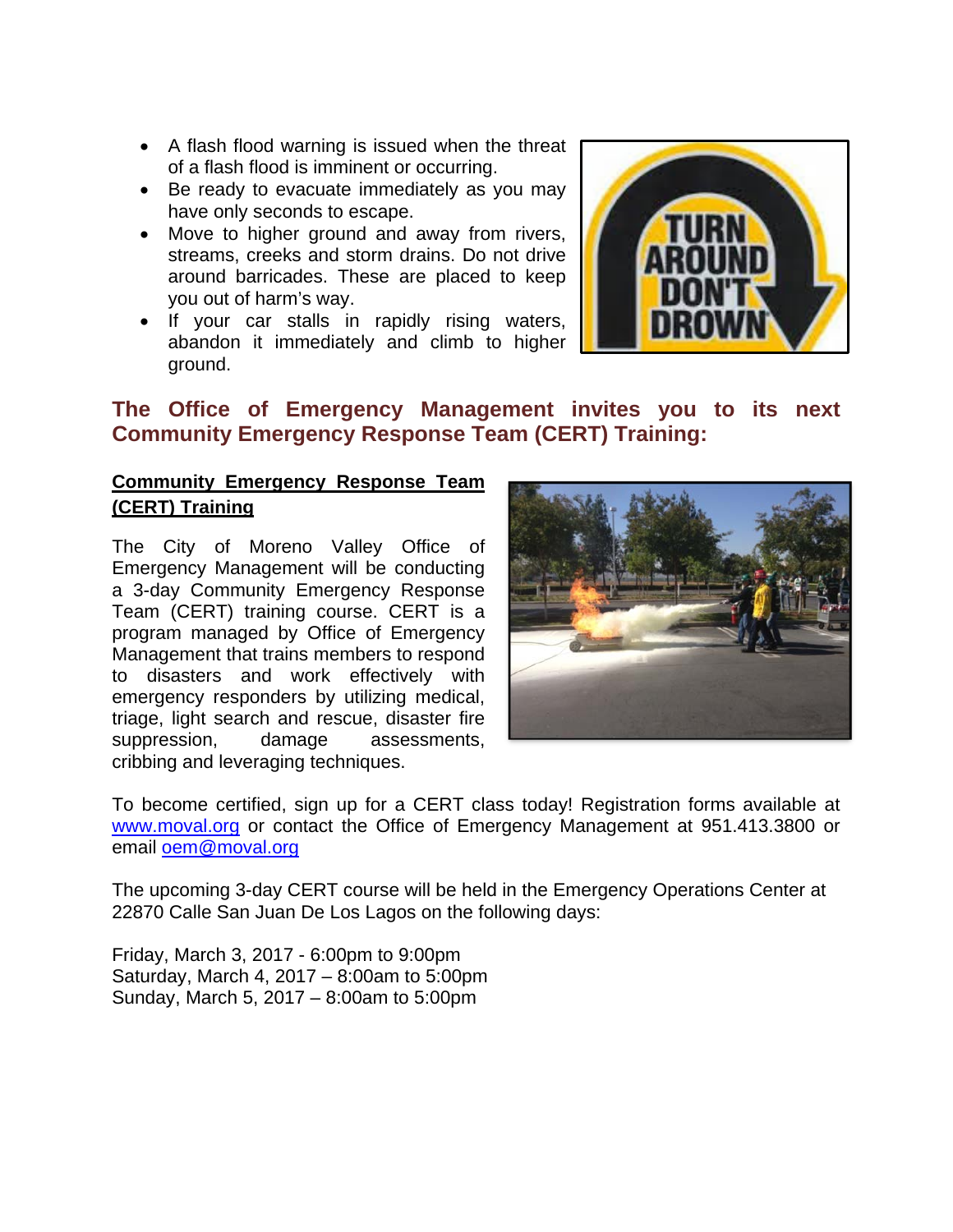- A flash flood warning is issued when the threat of a flash flood is imminent or occurring.
- Be ready to evacuate immediately as you may have only seconds to escape.
- Move to higher ground and away from rivers, streams, creeks and storm drains. Do not drive around barricades. These are placed to keep you out of harm's way.
- If your car stalls in rapidly rising waters, abandon it immediately and climb to higher ground.

## The Office of Emergency Management invites you to its next Community Emergency Response Team (CERT) Training:

### Community Emergency Response Team (CERT) Training

The City of Moreno Valley Office of Emergency Management will be conducting a 3-day Community Emergency Response Team (CERT) training course. CERT is a program managed by Office of Emergency Management that trains members to respond to disasters and work effectively with emergency responders by utilizing medical, triage, light search and rescue, disaster fire suppression, damage assessments, cribbing and leveraging techniques.

To become certified, sign up for a CERT class today! Registration forms available at www.moval.org or contact the Office of Emergency Management at 951.413.3800 or email oem@moval.org

The upcoming 3-day CERT course will be held in the Emergency Operations Center at 22870 Calle San Juan De Los Lagos on the following days:

Friday, March 3, 2017 - 6:00pm to 9:00pm
Saturday, March 4, 2017 – 8:00am to 5:00pm
Sunday, March 5, 2017 – 8:00am to 5:00pm